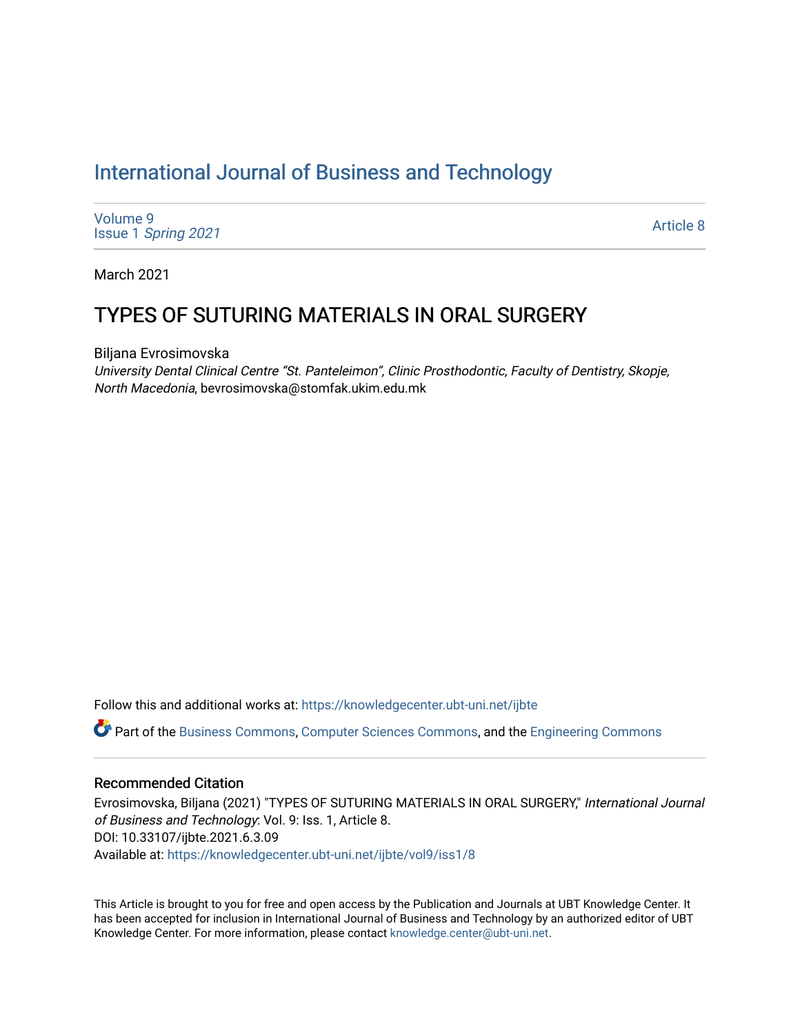# International Journal of Business and Technology

Volume 9
Issue 1 *Spring 2021*

Article 8

March 2021

## TYPES OF SUTURING MATERIALS IN ORAL SURGERY

Biljana Evrosimovska
*University Dental Clinical Centre "St. Panteleimon", Clinic Prosthodontic, Faculty of Dentistry, Skopje, North Macedonia*, bevrosimovska@stomfak.ukim.edu.mk

Follow this and additional works at: https://knowledgecenter.ubt-uni.net/ijbte

Part of the Business Commons, Computer Sciences Commons, and the Engineering Commons

### Recommended Citation

Evrosimovska, Biljana (2021) "TYPES OF SUTURING MATERIALS IN ORAL SURGERY," *International Journal of Business and Technology*: Vol. 9: Iss. 1, Article 8.
DOI: 10.33107/ijbte.2021.6.3.09
Available at: https://knowledgecenter.ubt-uni.net/ijbte/vol9/iss1/8

This Article is brought to you for free and open access by the Publication and Journals at UBT Knowledge Center. It has been accepted for inclusion in International Journal of Business and Technology by an authorized editor of UBT Knowledge Center. For more information, please contact knowledge.center@ubt-uni.net.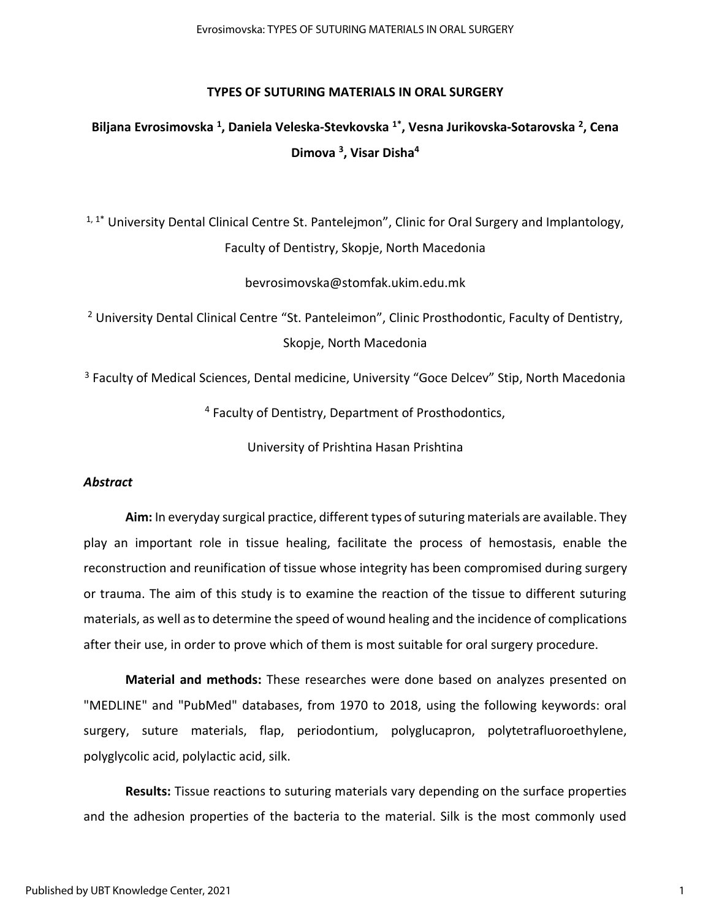# TYPES OF SUTURING MATERIALS IN ORAL SURGERY

**Biljana Evrosimovska [1], Daniela Veleska-Stevkovska [1*], Vesna Jurikovska-Sotarovska [2], Cena Dimova [3], Visar Disha[4]**

[1, 1*] University Dental Clinical Centre St. Pantelejmon", Clinic for Oral Surgery and Implantology, Faculty of Dentistry, Skopje, North Macedonia

bevrosimovska@stomfak.ukim.edu.mk

[2] University Dental Clinical Centre "St. Panteleimon", Clinic Prosthodontic, Faculty of Dentistry, Skopje, North Macedonia

[3] Faculty of Medical Sciences, Dental medicine, University "Goce Delcev" Stip, North Macedonia

[4] Faculty of Dentistry, Department of Prosthodontics,

University of Prishtina Hasan Prishtina

### *Abstract*

**Aim:** In everyday surgical practice, different types of suturing materials are available. They play an important role in tissue healing, facilitate the process of hemostasis, enable the reconstruction and reunification of tissue whose integrity has been compromised during surgery or trauma. The aim of this study is to examine the reaction of the tissue to different suturing materials, as well as to determine the speed of wound healing and the incidence of complications after their use, in order to prove which of them is most suitable for oral surgery procedure.

**Material and methods:** These researches were done based on analyzes presented on "MEDLINE" and "PubMed" databases, from 1970 to 2018, using the following keywords: oral surgery, suture materials, flap, periodontium, polyglucapron, polytetrafluoroethylene, polyglycolic acid, polylactic acid, silk.

**Results:** Tissue reactions to suturing materials vary depending on the surface properties and the adhesion properties of the bacteria to the material. Silk is the most commonly used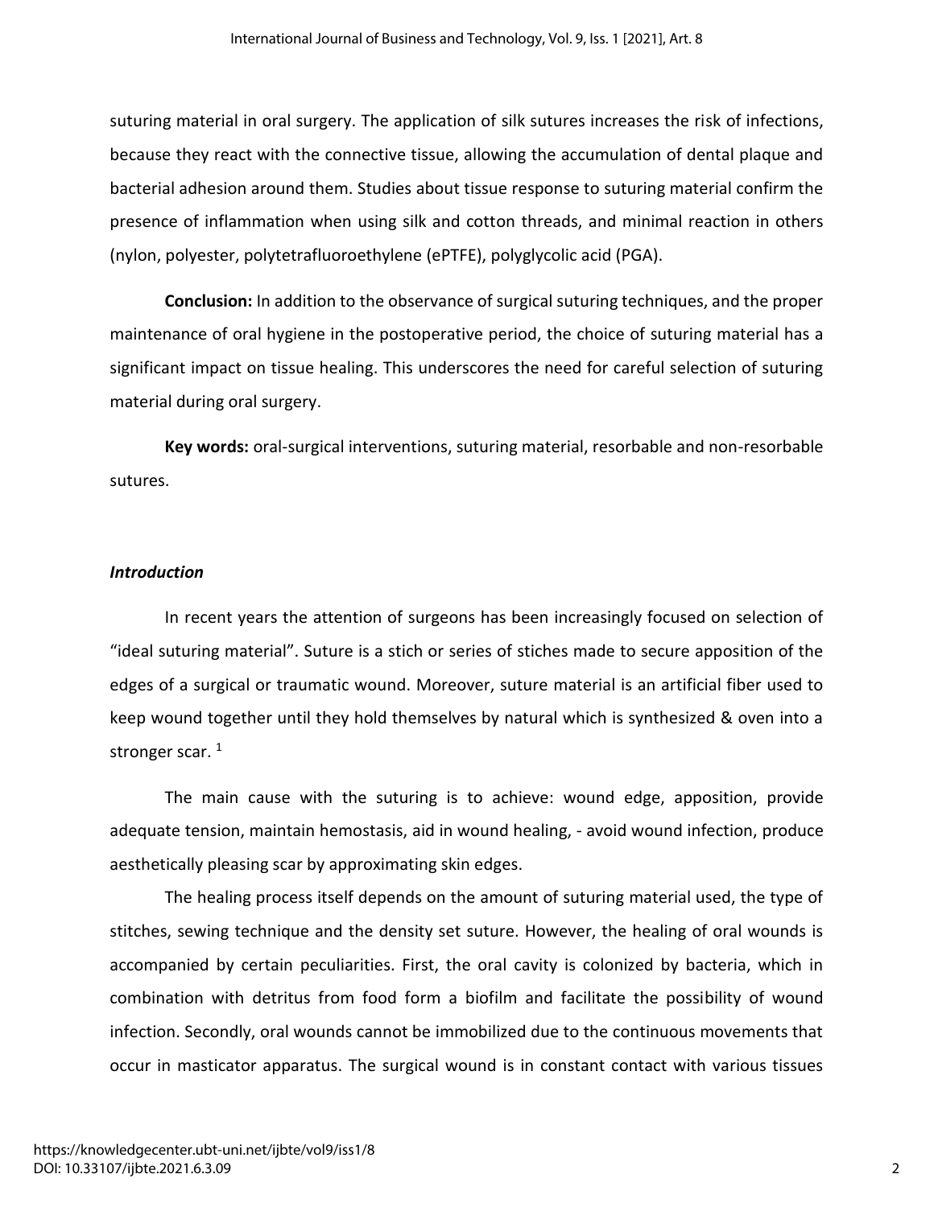suturing material in oral surgery. The application of silk sutures increases the risk of infections, because they react with the connective tissue, allowing the accumulation of dental plaque and bacterial adhesion around them. Studies about tissue response to suturing material confirm the presence of inflammation when using silk and cotton threads, and minimal reaction in others (nylon, polyester, polytetrafluoroethylene (ePTFE), polyglycolic acid (PGA).

**Conclusion:** In addition to the observance of surgical suturing techniques, and the proper maintenance of oral hygiene in the postoperative period, the choice of suturing material has a significant impact on tissue healing. This underscores the need for careful selection of suturing material during oral surgery.

**Key words:** oral-surgical interventions, suturing material, resorbable and non-resorbable sutures.

### *Introduction*

In recent years the attention of surgeons has been increasingly focused on selection of "ideal suturing material". Suture is a stich or series of stiches made to secure apposition of the edges of a surgical or traumatic wound. Moreover, suture material is an artificial fiber used to keep wound together until they hold themselves by natural which is synthesized & oven into a stronger scar. [1]

The main cause with the suturing is to achieve: wound edge, apposition, provide adequate tension, maintain hemostasis, aid in wound healing, - avoid wound infection, produce aesthetically pleasing scar by approximating skin edges.

The healing process itself depends on the amount of suturing material used, the type of stitches, sewing technique and the density set suture. However, the healing of oral wounds is accompanied by certain peculiarities. First, the oral cavity is colonized by bacteria, which in combination with detritus from food form a biofilm and facilitate the possibility of wound infection. Secondly, oral wounds cannot be immobilized due to the continuous movements that occur in masticator apparatus. The surgical wound is in constant contact with various tissues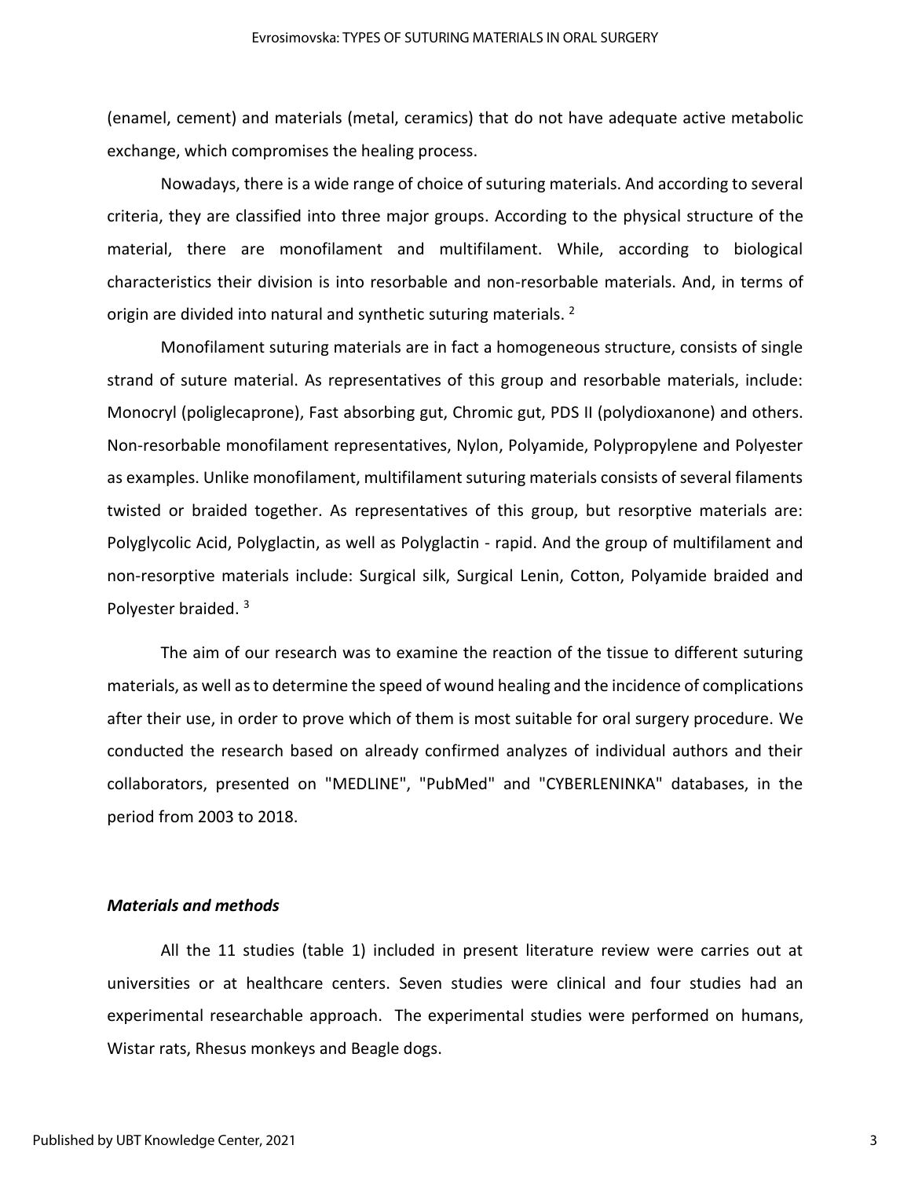(enamel, cement) and materials (metal, ceramics) that do not have adequate active metabolic exchange, which compromises the healing process.

Nowadays, there is a wide range of choice of suturing materials. And according to several criteria, they are classified into three major groups. According to the physical structure of the material, there are monofilament and multifilament. While, according to biological characteristics their division is into resorbable and non-resorbable materials. And, in terms of origin are divided into natural and synthetic suturing materials. [2]

Monofilament suturing materials are in fact a homogeneous structure, consists of single strand of suture material. As representatives of this group and resorbable materials, include: Monocryl (poliglecaprone), Fast absorbing gut, Chromic gut, PDS II (polydioxanone) and others. Non-resorbable monofilament representatives, Nylon, Polyamide, Polypropylene and Polyester as examples. Unlike monofilament, multifilament suturing materials consists of several filaments twisted or braided together. As representatives of this group, but resorptive materials are: Polyglycolic Acid, Polyglactin, as well as Polyglactin - rapid. And the group of multifilament and non-resorptive materials include: Surgical silk, Surgical Lenin, Cotton, Polyamide braided and Polyester braided. [3]

The aim of our research was to examine the reaction of the tissue to different suturing materials, as well as to determine the speed of wound healing and the incidence of complications after their use, in order to prove which of them is most suitable for oral surgery procedure. We conducted the research based on already confirmed analyzes of individual authors and their collaborators, presented on "MEDLINE", "PubMed" and "CYBERLENINKA" databases, in the period from 2003 to 2018.

### *Materials and methods*

All the 11 studies (table 1) included in present literature review were carries out at universities or at healthcare centers. Seven studies were clinical and four studies had an experimental researchable approach. The experimental studies were performed on humans, Wistar rats, Rhesus monkeys and Beagle dogs.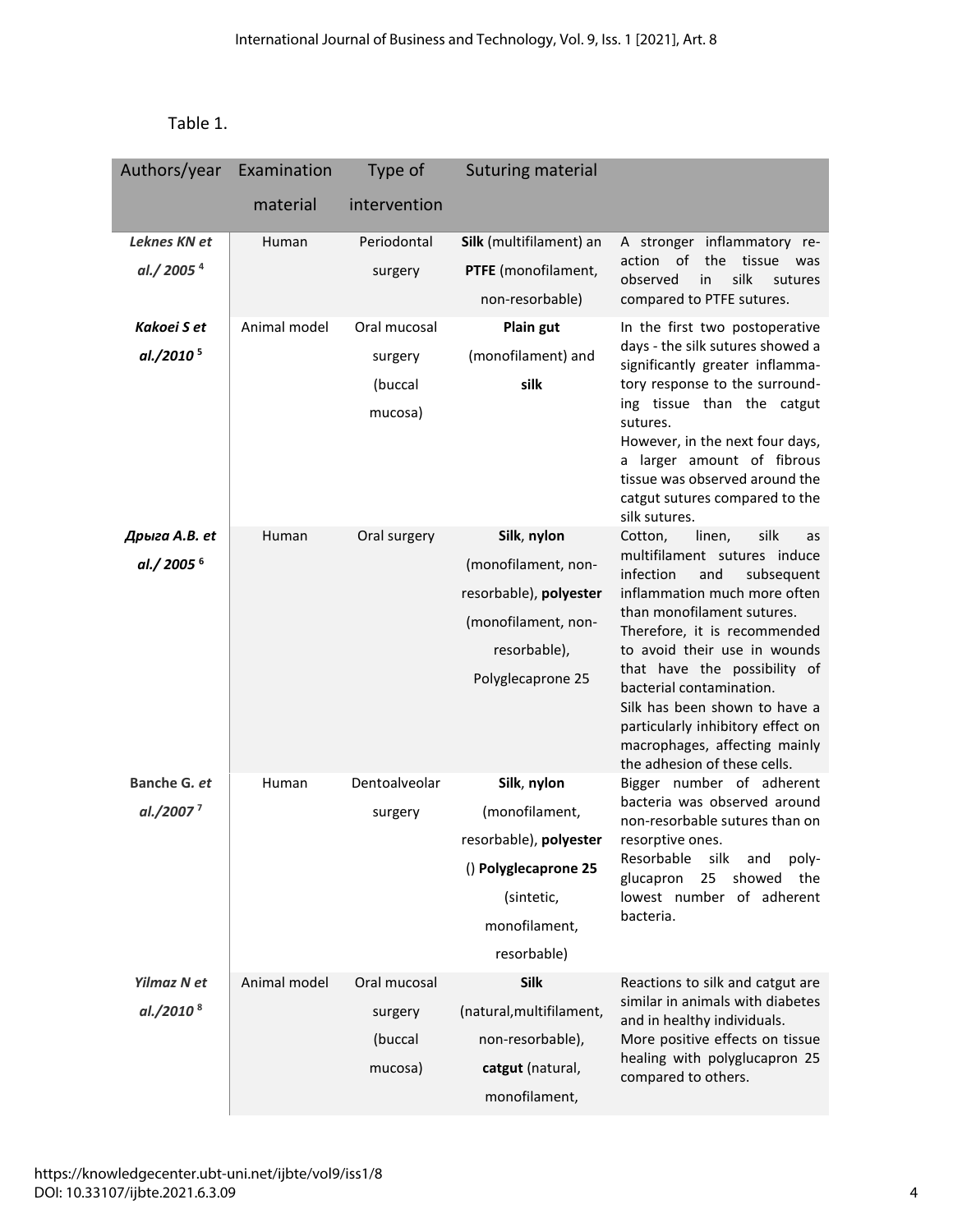Table 1.

| Authors/year | Examination material | Type of intervention | Suturing material | |
|---|---|---|---|---|
| *Leknes KN et al./ 2005* [4] | Human | Periodontal surgery | **Silk** (multifilament) an **PTFE** (monofilament, non-resorbable) | A stronger inflammatory reaction of the tissue was observed in silk sutures compared to PTFE sutures. |
| *Kakoei S et al./2010* [5] | Animal model | Oral mucosal surgery (buccal mucosa) | **Plain gut** (monofilament) and **silk** | In the first two postoperative days - the silk sutures showed a significantly greater inflammatory response to the surrounding tissue than the catgut sutures. However, in the next four days, a larger amount of fibrous tissue was observed around the catgut sutures compared to the silk sutures. |
| *Дрыга А.В. et al./ 2005* [6] | Human | Oral surgery | **Silk**, **nylon** (monofilament, non-resorbable), **polyester** (monofilament, non-resorbable), Polyglecaprone 25 | Cotton, linen, silk as multifilament sutures induce infection and subsequent inflammation much more often than monofilament sutures. Therefore, it is recommended to avoid their use in wounds that have the possibility of bacterial contamination. Silk has been shown to have a particularly inhibitory effect on macrophages, affecting mainly the adhesion of these cells. |
| **Banche G.** *et al./2007* [7] | Human | Dentoalveolar surgery | **Silk**, **nylon** (monofilament, resorbable), **polyester** () **Polyglecaprone 25** (sintetic, monofilament, resorbable) | Bigger number of adherent bacteria was observed around non-resorbable sutures than on resorptive ones. Resorbable silk and polyglucapron 25 showed the lowest number of adherent bacteria. |
| *Yilmaz N et al./2010* [8] | Animal model | Oral mucosal surgery (buccal mucosa) | **Silk** (natural,multifilament, non-resorbable), **catgut** (natural, monofilament, | Reactions to silk and catgut are similar in animals with diabetes and in healthy individuals. More positive effects on tissue healing with polyglucapron 25 compared to others. |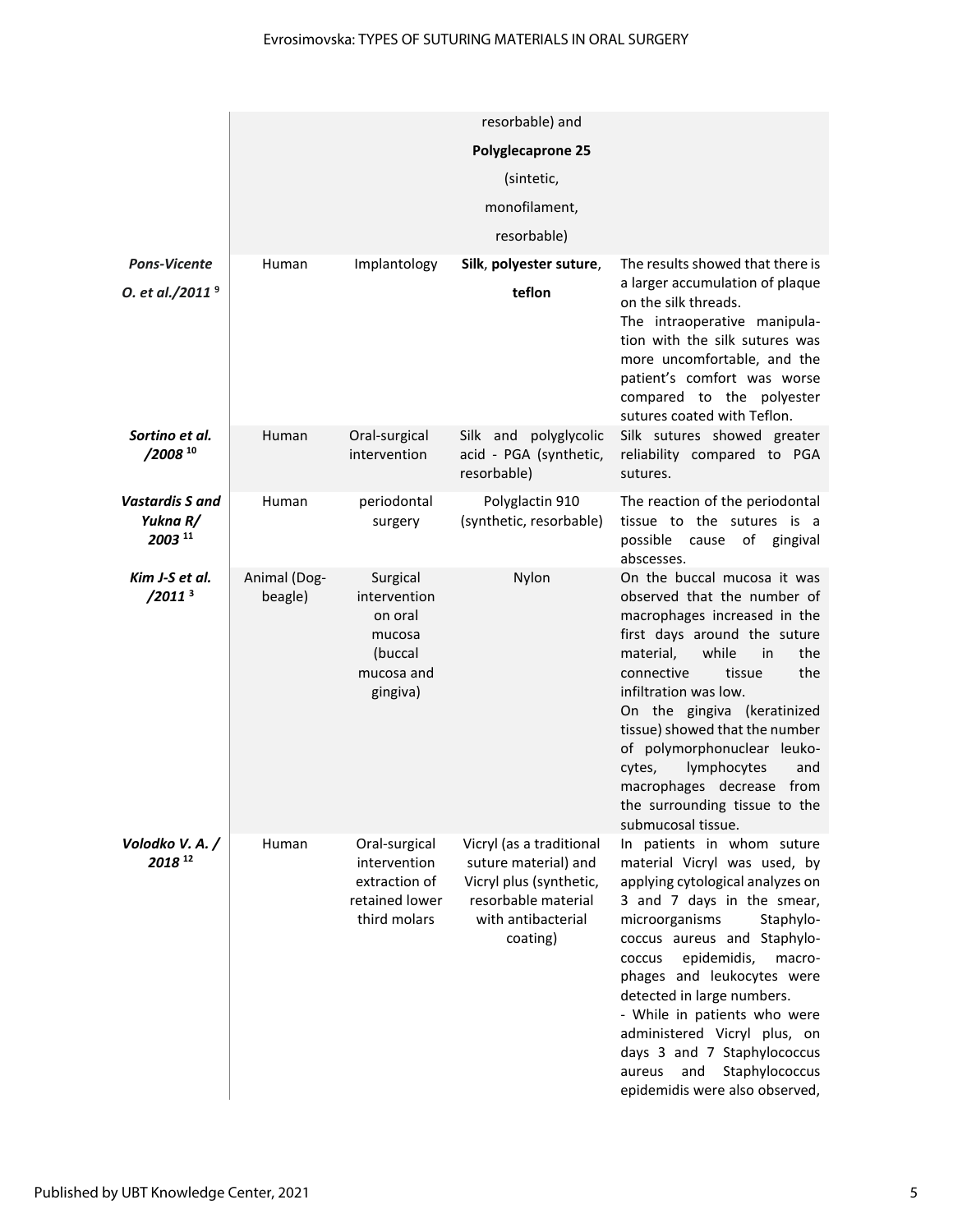| | | | | |
|---|---|---|---|---|
| | | | resorbable) and **Polyglecaprone 25** (sintetic, monofilament, resorbable) | |
| ***Pons-Vicente O. et al./2011*** [9] | Human | Implantology | **Silk**, **polyester suture**, **teflon** | The results showed that there is a larger accumulation of plaque on the silk threads. The intraoperative manipulation with the silk sutures was more uncomfortable, and the patient's comfort was worse compared to the polyester sutures coated with Teflon. |
| ***Sortino et al. /2008*** [10] | Human | Oral-surgical intervention | Silk and polyglycolic acid - PGA (synthetic, resorbable) | Silk sutures showed greater reliability compared to PGA sutures. |
| ***Vastardis S and Yukna R/ 2003*** [11] | Human | periodontal surgery | Polyglactin 910 (synthetic, resorbable) | The reaction of the periodontal tissue to the sutures is a possible cause of gingival abscesses. |
| ***Kim J-S et al. /2011*** [3] | Animal (Dog-beagle) | Surgical intervention on oral mucosa (buccal mucosa and gingiva) | Nylon | On the buccal mucosa it was observed that the number of macrophages increased in the first days around the suture material, while in the connective tissue the infiltration was low. On the gingiva (keratinized tissue) showed that the number of polymorphonuclear leukocytes, lymphocytes and macrophages decrease from the surrounding tissue to the submucosal tissue. |
| ***Volodko V. A. / 2018*** [12] | Human | Oral-surgical intervention extraction of retained lower third molars | Vicryl (as a traditional suture material) and Vicryl plus (synthetic, resorbable material with antibacterial coating) | In patients in whom suture material Vicryl was used, by applying cytological analyzes on 3 and 7 days in the smear, microorganisms Staphylococcus aureus and Staphylococcus epidemidis, macrophages and leukocytes were detected in large numbers. - While in patients who were administered Vicryl plus, on days 3 and 7 Staphylococcus aureus and Staphylococcus epidemidis were also observed, |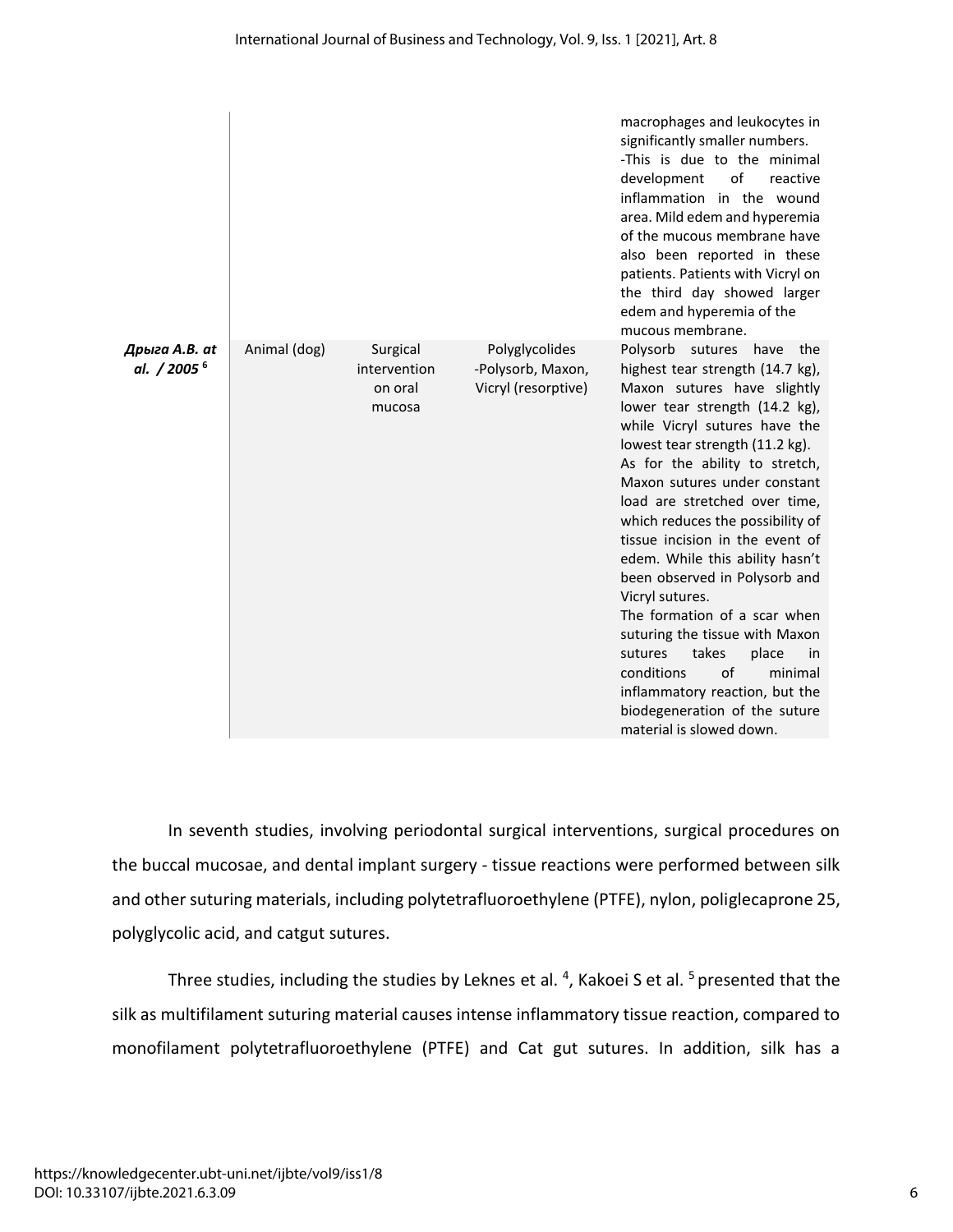| | | | | macrophages and leukocytes in significantly smaller numbers. -This is due to the minimal development of reactive inflammation in the wound area. Mild edem and hyperemia of the mucous membrane have also been reported in these patients. Patients with Vicryl on the third day showed larger edem and hyperemia of the mucous membrane. |
|---|---|---|---|---|
| ***Дрыга А.В. at al. / 2005*** [6] | Animal (dog) | Surgical intervention on oral mucosa | Polyglycolides -Polysorb, Maxon, Vicryl (resorptive) | Polysorb sutures have the highest tear strength (14.7 kg), Maxon sutures have slightly lower tear strength (14.2 kg), while Vicryl sutures have the lowest tear strength (11.2 kg). As for the ability to stretch, Maxon sutures under constant load are stretched over time, which reduces the possibility of tissue incision in the event of edem. While this ability hasn't been observed in Polysorb and Vicryl sutures. The formation of a scar when suturing the tissue with Maxon sutures takes place in conditions of minimal inflammatory reaction, but the biodegeneration of the suture material is slowed down. |

In seventh studies, involving periodontal surgical interventions, surgical procedures on the buccal mucosae, and dental implant surgery - tissue reactions were performed between silk and other suturing materials, including polytetrafluoroethylene (PTFE), nylon, poliglecaprone 25, polyglycolic acid, and catgut sutures.

Three studies, including the studies by Leknes et al. [4], Kakoei S et al. [5] presented that the silk as multifilament suturing material causes intense inflammatory tissue reaction, compared to monofilament polytetrafluoroethylene (PTFE) and Cat gut sutures. In addition, silk has a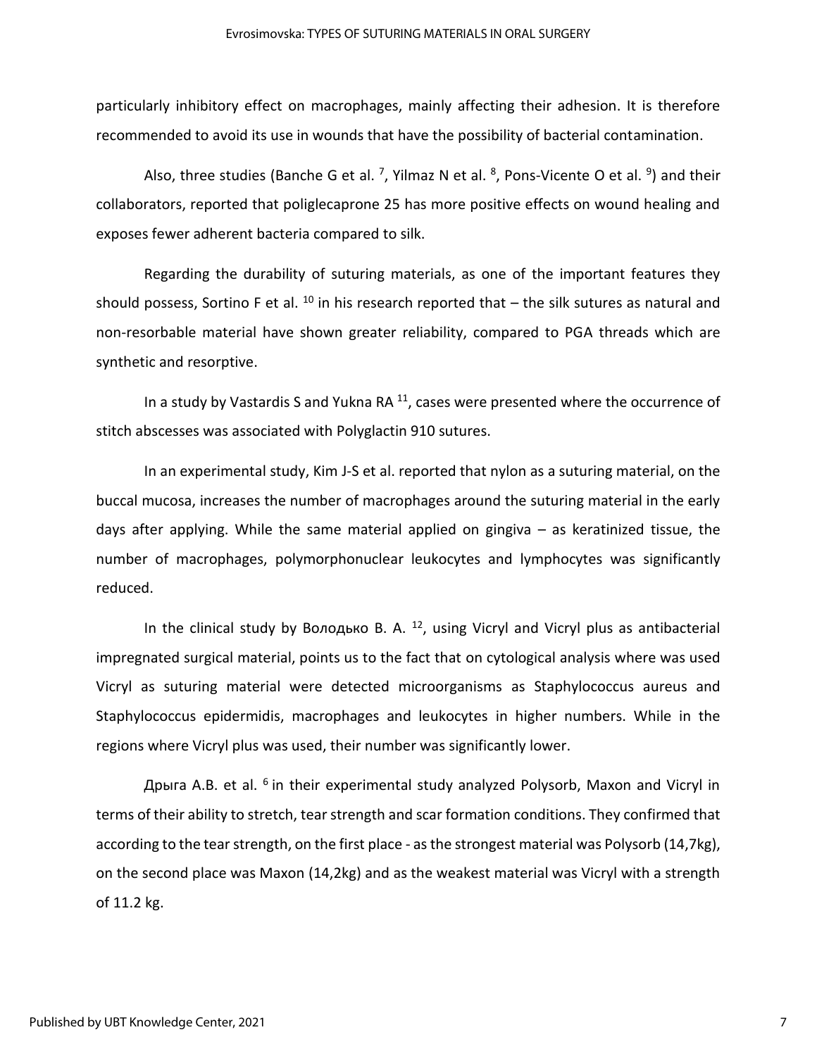particularly inhibitory effect on macrophages, mainly affecting their adhesion. It is therefore recommended to avoid its use in wounds that have the possibility of bacterial contamination.

Also, three studies (Banche G et al. [7], Yilmaz N et al. [8], Pons-Vicente O et al. [9]) and their collaborators, reported that poliglecaprone 25 has more positive effects on wound healing and exposes fewer adherent bacteria compared to silk.

Regarding the durability of suturing materials, as one of the important features they should possess, Sortino F et al. [10] in his research reported that – the silk sutures as natural and non-resorbable material have shown greater reliability, compared to PGA threads which are synthetic and resorptive.

In a study by Vastardis S and Yukna RA [11], cases were presented where the occurrence of stitch abscesses was associated with Polyglactin 910 sutures.

In an experimental study, Kim J-S et al. reported that nylon as a suturing material, on the buccal mucosa, increases the number of macrophages around the suturing material in the early days after applying. While the same material applied on gingiva – as keratinized tissue, the number of macrophages, polymorphonuclear leukocytes and lymphocytes was significantly reduced.

In the clinical study by Володько В. А. [12], using Vicryl and Vicryl plus as antibacterial impregnated surgical material, points us to the fact that on cytological analysis where was used Vicryl as suturing material were detected microorganisms as Staphylococcus aureus and Staphylococcus epidermidis, macrophages and leukocytes in higher numbers. While in the regions where Vicryl plus was used, their number was significantly lower.

Дрыга А.В. et al. [6] in their experimental study analyzed Polysorb, Maxon and Vicryl in terms of their ability to stretch, tear strength and scar formation conditions. They confirmed that according to the tear strength, on the first place - as the strongest material was Polysorb (14,7kg), on the second place was Maxon (14,2kg) and as the weakest material was Vicryl with a strength of 11.2 kg.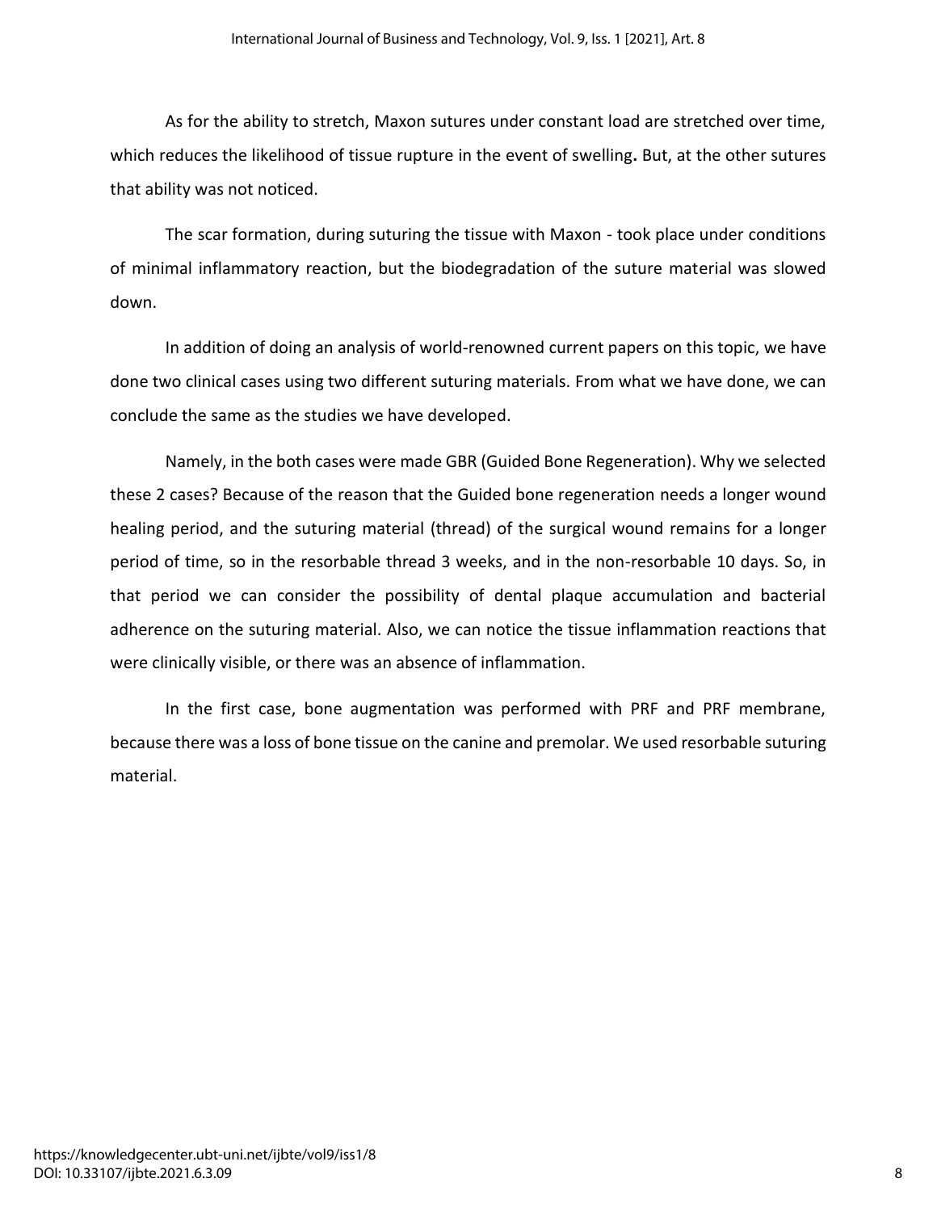As for the ability to stretch, Maxon sutures under constant load are stretched over time, which reduces the likelihood of tissue rupture in the event of swelling**.** But, at the other sutures that ability was not noticed.

The scar formation, during suturing the tissue with Maxon - took place under conditions of minimal inflammatory reaction, but the biodegradation of the suture material was slowed down.

In addition of doing an analysis of world-renowned current papers on this topic, we have done two clinical cases using two different suturing materials. From what we have done, we can conclude the same as the studies we have developed.

Namely, in the both cases were made GBR (Guided Bone Regeneration). Why we selected these 2 cases? Because of the reason that the Guided bone regeneration needs a longer wound healing period, and the suturing material (thread) of the surgical wound remains for a longer period of time, so in the resorbable thread 3 weeks, and in the non-resorbable 10 days. So, in that period we can consider the possibility of dental plaque accumulation and bacterial adherence on the suturing material. Also, we can notice the tissue inflammation reactions that were clinically visible, or there was an absence of inflammation.

In the first case, bone augmentation was performed with PRF and PRF membrane, because there was a loss of bone tissue on the canine and premolar. We used resorbable suturing material.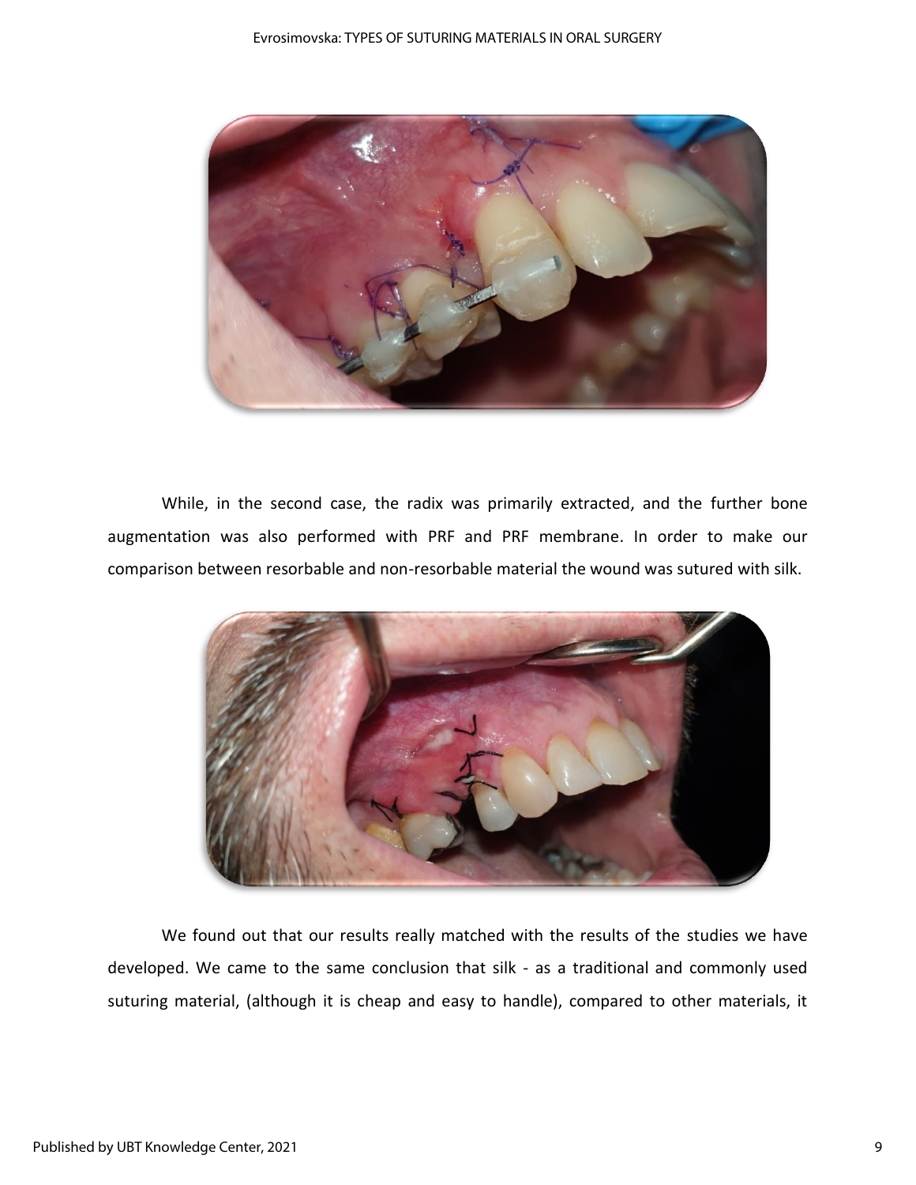While, in the second case, the radix was primarily extracted, and the further bone augmentation was also performed with PRF and PRF membrane. In order to make our comparison between resorbable and non-resorbable material the wound was sutured with silk.

We found out that our results really matched with the results of the studies we have developed. We came to the same conclusion that silk - as a traditional and commonly used suturing material, (although it is cheap and easy to handle), compared to other materials, it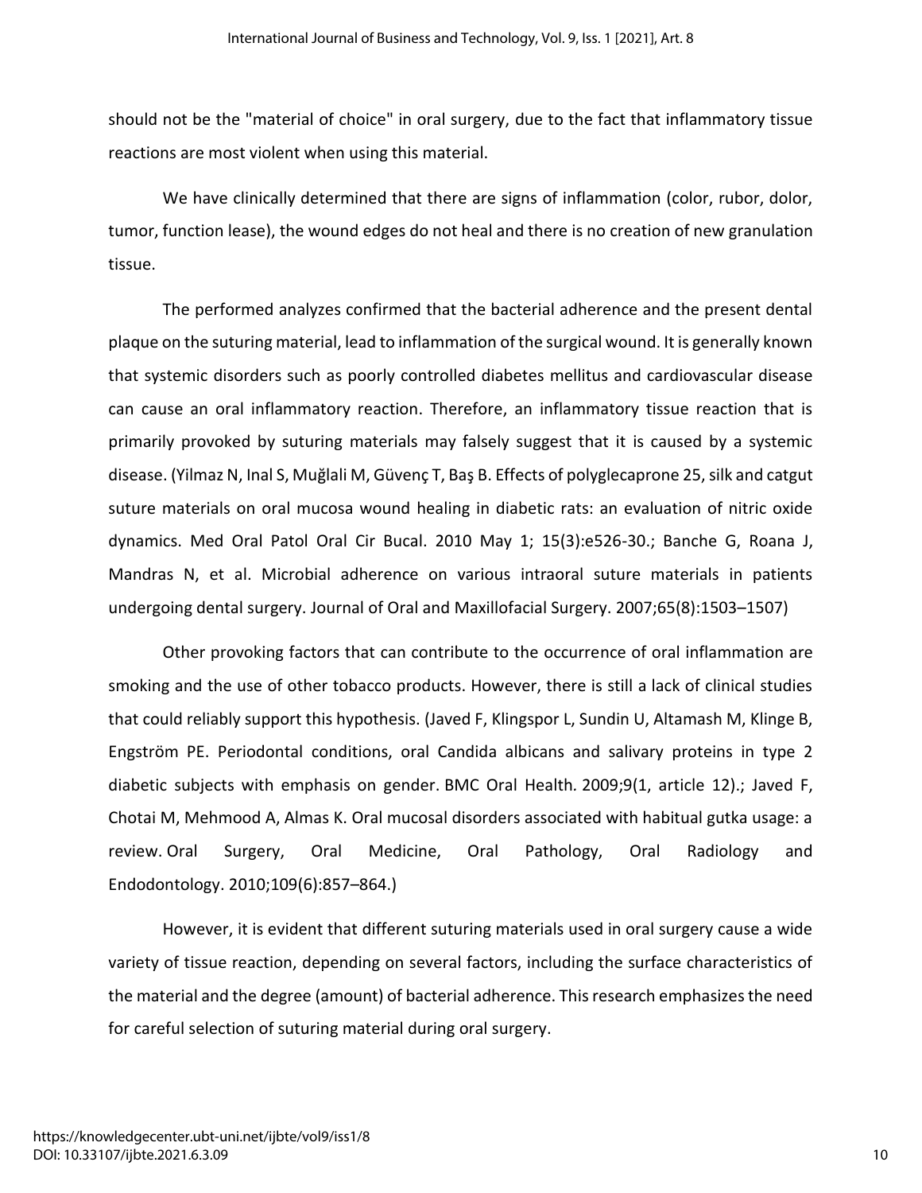should not be the "material of choice" in oral surgery, due to the fact that inflammatory tissue reactions are most violent when using this material.

We have clinically determined that there are signs of inflammation (color, rubor, dolor, tumor, function lease), the wound edges do not heal and there is no creation of new granulation tissue.

The performed analyzes confirmed that the bacterial adherence and the present dental plaque on the suturing material, lead to inflammation of the surgical wound. It is generally known that systemic disorders such as poorly controlled diabetes mellitus and cardiovascular disease can cause an oral inflammatory reaction. Therefore, an inflammatory tissue reaction that is primarily provoked by suturing materials may falsely suggest that it is caused by a systemic disease. (Yilmaz N, Inal S, Muğlali M, Güvenç T, Baş B. Effects of polyglecaprone 25, silk and catgut suture materials on oral mucosa wound healing in diabetic rats: an evaluation of nitric oxide dynamics. Med Oral Patol Oral Cir Bucal. 2010 May 1; 15(3):e526-30.; Banche G, Roana J, Mandras N, et al. Microbial adherence on various intraoral suture materials in patients undergoing dental surgery. Journal of Oral and Maxillofacial Surgery. 2007;65(8):1503–1507)

Other provoking factors that can contribute to the occurrence of oral inflammation are smoking and the use of other tobacco products. However, there is still a lack of clinical studies that could reliably support this hypothesis. (Javed F, Klingspor L, Sundin U, Altamash M, Klinge B, Engström PE. Periodontal conditions, oral Candida albicans and salivary proteins in type 2 diabetic subjects with emphasis on gender. BMC Oral Health. 2009;9(1, article 12).; Javed F, Chotai M, Mehmood A, Almas K. Oral mucosal disorders associated with habitual gutka usage: a review. Oral Surgery, Oral Medicine, Oral Pathology, Oral Radiology and Endodontology. 2010;109(6):857–864.)

However, it is evident that different suturing materials used in oral surgery cause a wide variety of tissue reaction, depending on several factors, including the surface characteristics of the material and the degree (amount) of bacterial adherence. This research emphasizes the need for careful selection of suturing material during oral surgery.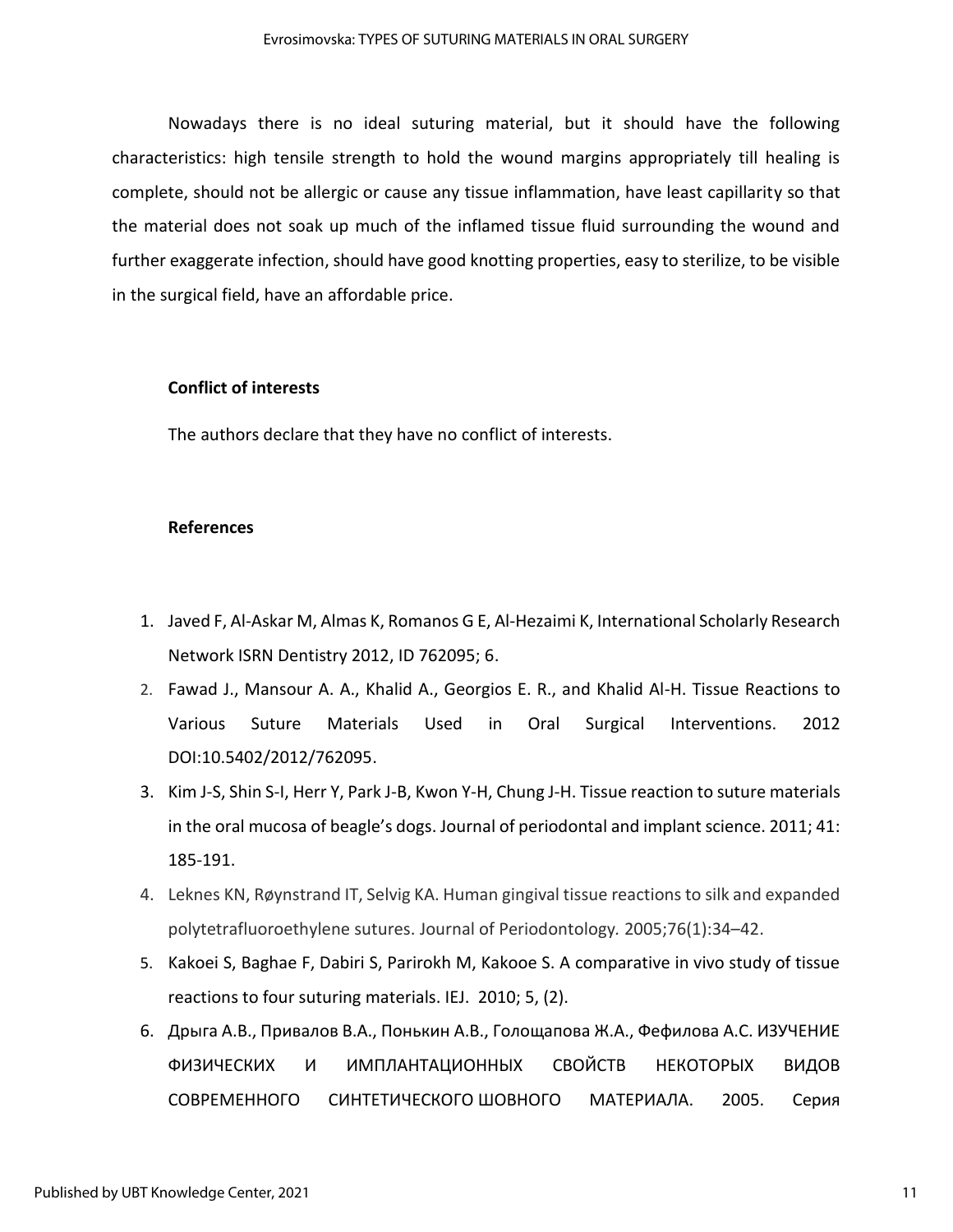Nowadays there is no ideal suturing material, but it should have the following characteristics: high tensile strength to hold the wound margins appropriately till healing is complete, should not be allergic or cause any tissue inflammation, have least capillarity so that the material does not soak up much of the inflamed tissue fluid surrounding the wound and further exaggerate infection, should have good knotting properties, easy to sterilize, to be visible in the surgical field, have an affordable price.

**Conflict of interests**

The authors declare that they have no conflict of interests.

**References**

1. Javed F, Al-Askar M, Almas K, Romanos G E, Al-Hezaimi K, International Scholarly Research Network ISRN Dentistry 2012, ID 762095; 6.
2. Fawad J., Mansour A. A., Khalid A., Georgios E. R., and Khalid Al-H. Tissue Reactions to Various Suture Materials Used in Oral Surgical Interventions. 2012 DOI:10.5402/2012/762095.
3. Kim J-S, Shin S-I, Herr Y, Park J-B, Kwon Y-H, Chung J-H. Tissue reaction to suture materials in the oral mucosa of beagle's dogs. Journal of periodontal and implant science. 2011; 41: 185-191.
4. Leknes KN, Røynstrand IT, Selvig KA. Human gingival tissue reactions to silk and expanded polytetrafluoroethylene sutures. Journal of Periodontology. 2005;76(1):34–42.
5. Kakoei S, Baghae F, Dabiri S, Parirokh M, Kakooe S. A comparative in vivo study of tissue reactions to four suturing materials. IEJ. 2010; 5, (2).
6. Дрыга А.В., Привалов В.А., Понькин А.В., Голощапова Ж.А., Фефилова А.С. ИЗУЧЕНИЕ ФИЗИЧЕСКИХ И ИМПЛАНТАЦИОННЫХ СВОЙСТВ НЕКОТОРЫХ ВИДОВ СОВРЕМЕННОГО СИНТЕТИЧЕСКОГО ШОВНОГО МАТЕРИАЛА. 2005. Серия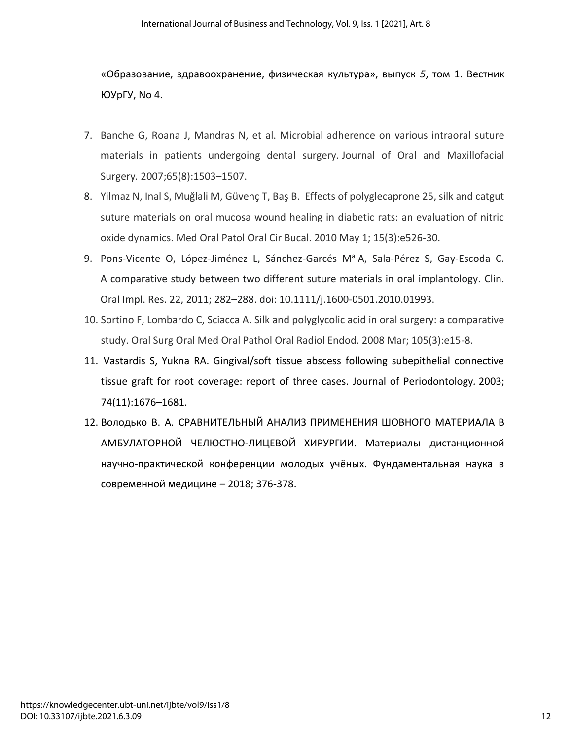«Образование, здравоохранение, физическая культура», выпуск *5*, том 1. Вестник ЮУрГУ, No 4.

7. Banche G, Roana J, Mandras N, et al. Microbial adherence on various intraoral suture materials in patients undergoing dental surgery. Journal of Oral and Maxillofacial Surgery. 2007;65(8):1503–1507.
8. Yilmaz N, Inal S, Muğlali M, Güvenç T, Baş B. Effects of polyglecaprone 25, silk and catgut suture materials on oral mucosa wound healing in diabetic rats: an evaluation of nitric oxide dynamics. Med Oral Patol Oral Cir Bucal. 2010 May 1; 15(3):e526-30.
9. Pons-Vicente O, López-Jiménez L, Sánchez-Garcés Mª A, Sala-Pérez S, Gay-Escoda C. A comparative study between two different suture materials in oral implantology. Clin. Oral Impl. Res. 22, 2011; 282–288. doi: 10.1111/j.1600-0501.2010.01993.
10. Sortino F, Lombardo C, Sciacca A. Silk and polyglycolic acid in oral surgery: a comparative study. Oral Surg Oral Med Oral Pathol Oral Radiol Endod. 2008 Mar; 105(3):e15-8.
11. Vastardis S, Yukna RA. Gingival/soft tissue abscess following subepithelial connective tissue graft for root coverage: report of three cases. Journal of Periodontology. 2003; 74(11):1676–1681.
12. Володько В. А. СРАВНИТЕЛЬНЫЙ АНАЛИЗ ПРИМЕНЕНИЯ ШОВНОГО МАТЕРИАЛА В АМБУЛАТОРНОЙ ЧЕЛЮСТНО-ЛИЦЕВОЙ ХИРУРГИИ. Материалы дистанционной научно-практической конференции молодых учёных. Фундаментальная наука в современной медицине – 2018; 376-378.